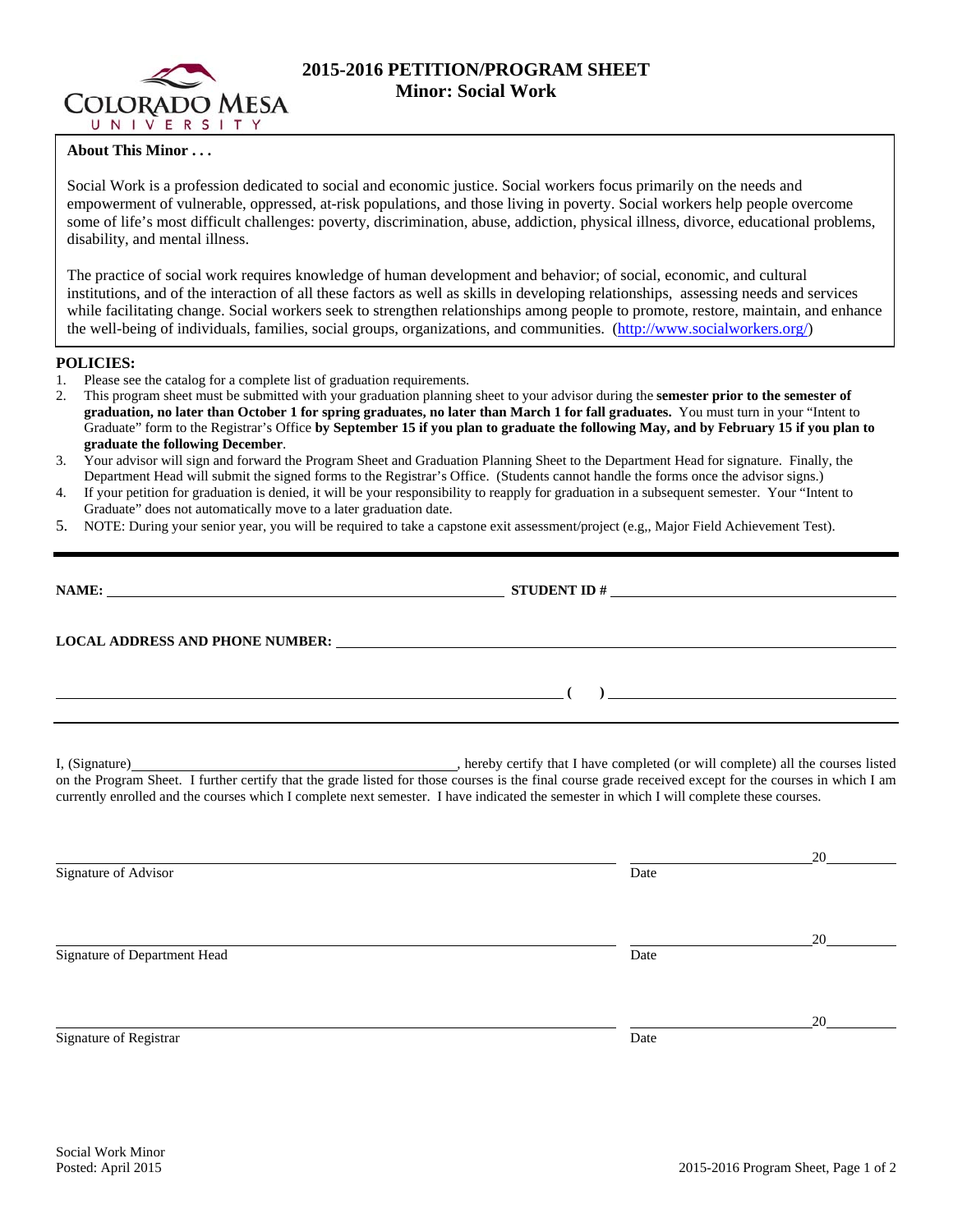# 2015-2016 PETITION/PROGRAM SHEET

## Minor: Social Work

**About This Minor . . .**

Social Work is a profession dedicated to social and economic justice. Social workers focus primarily on the needs and empowerment of vulnerable, oppressed, at-risk populations, and those living in poverty. Social workers help people overcome some of life's most difficult challenges: poverty, discrimination, abuse, addiction, physical illness, divorce, educational problems, disability, and mental illness.

The practice of social work requires knowledge of human development and behavior; of social, economic, and cultural institutions, and of the interaction of all these factors as well as skills in developing relationships, assessing needs and services while facilitating change. Social workers seek to strengthen relationships among people to promote, restore, maintain, and enhance the well-being of individuals, families, social groups, organizations, and communities. (http://www.socialworkers.org/)

**POLICIES:**

1. Please see the catalog for a complete list of graduation requirements.
2. This program sheet must be submitted with your graduation planning sheet to your advisor during the **semester prior to the semester of graduation, no later than October 1 for spring graduates, no later than March 1 for fall graduates.** You must turn in your "Intent to Graduate" form to the Registrar's Office **by September 15 if you plan to graduate the following May, and by February 15 if you plan to graduate the following December**.
3. Your advisor will sign and forward the Program Sheet and Graduation Planning Sheet to the Department Head for signature. Finally, the Department Head will submit the signed forms to the Registrar's Office. (Students cannot handle the forms once the advisor signs.)
4. If your petition for graduation is denied, it will be your responsibility to reapply for graduation in a subsequent semester. Your "Intent to Graduate" does not automatically move to a later graduation date.
5. NOTE: During your senior year, you will be required to take a capstone exit assessment/project (e.g,, Major Field Achievement Test).

---

**NAME:** ______________________________ **STUDENT ID #** ______________________________

**LOCAL ADDRESS AND PHONE NUMBER:** ______________________________

______________________________ **(   )** ______________________________

---

I, (Signature)______________________________, hereby certify that I have completed (or will complete) all the courses listed on the Program Sheet. I further certify that the grade listed for those courses is the final course grade received except for the courses in which I am currently enrolled and the courses which I complete next semester. I have indicated the semester in which I will complete these courses.

______________________________ ______________ 20______
Signature of Advisor Date

______________________________ ______________ 20______
Signature of Department Head Date

______________________________ ______________ 20______
Signature of Registrar Date

Social Work Minor
Posted: April 2015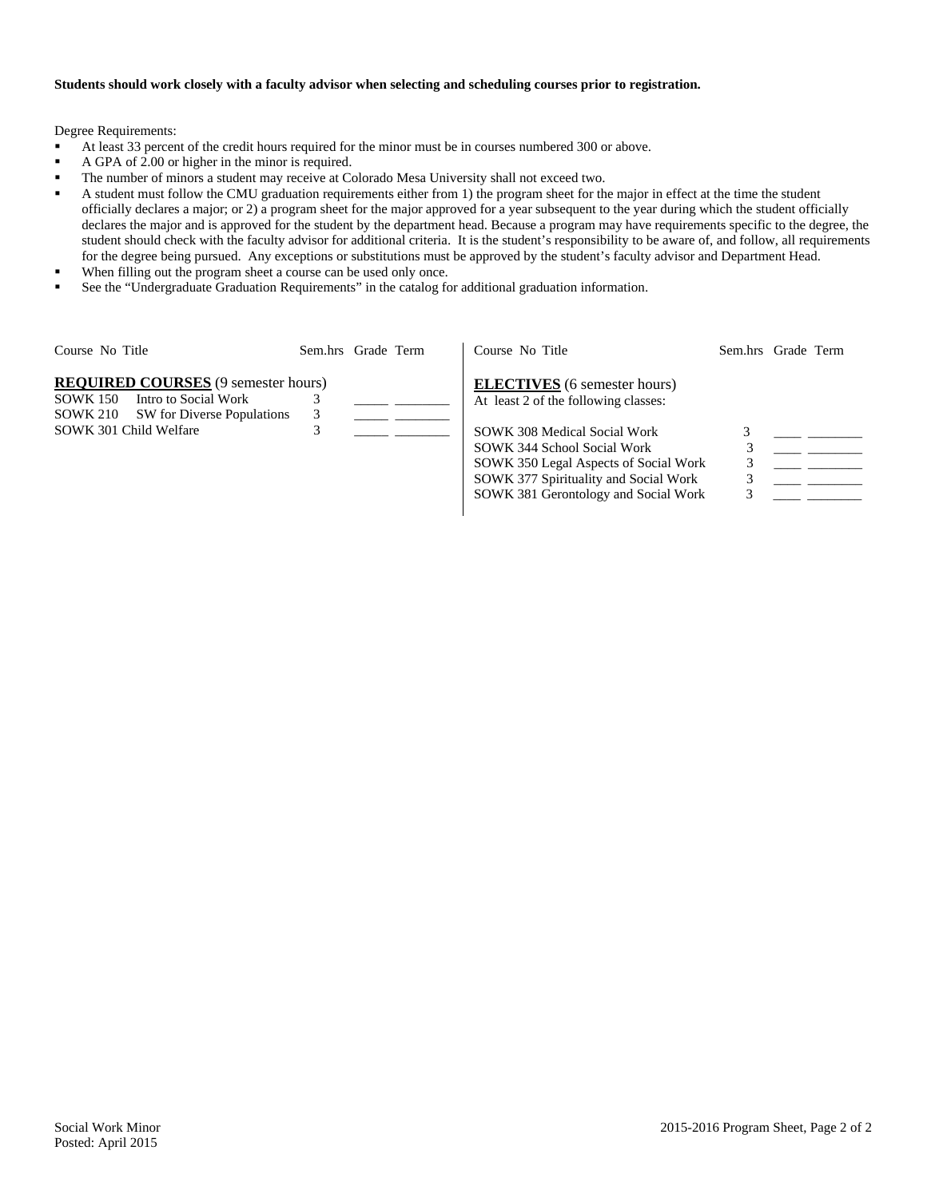**Students should work closely with a faculty advisor when selecting and scheduling courses prior to registration.**

Degree Requirements:

- At least 33 percent of the credit hours required for the minor must be in courses numbered 300 or above.
- A GPA of 2.00 or higher in the minor is required.
- The number of minors a student may receive at Colorado Mesa University shall not exceed two.
- A student must follow the CMU graduation requirements either from 1) the program sheet for the major in effect at the time the student officially declares a major; or 2) a program sheet for the major approved for a year subsequent to the year during which the student officially declares the major and is approved for the student by the department head. Because a program may have requirements specific to the degree, the student should check with the faculty advisor for additional criteria. It is the student's responsibility to be aware of, and follow, all requirements for the degree being pursued. Any exceptions or substitutions must be approved by the student's faculty advisor and Department Head.
- When filling out the program sheet a course can be used only once.
- See the "Undergraduate Graduation Requirements" in the catalog for additional graduation information.

**REQUIRED COURSES** (9 semester hours)

| Course No Title | Sem.hrs | Grade | Term |
|---|---|---|---|
| SOWK 150 Intro to Social Work | 3 | _____ | ________ |
| SOWK 210 SW for Diverse Populations | 3 | _____ | ________ |
| SOWK 301 Child Welfare | 3 | _____ | ________ |

**ELECTIVES** (6 semester hours)
At least 2 of the following classes:

| Course No Title | Sem.hrs | Grade | Term |
|---|---|---|---|
| SOWK 308 Medical Social Work | 3 | ____ | ________ |
| SOWK 344 School Social Work | 3 | ____ | ________ |
| SOWK 350 Legal Aspects of Social Work | 3 | ____ | ________ |
| SOWK 377 Spirituality and Social Work | 3 | ____ | ________ |
| SOWK 381 Gerontology and Social Work | 3 | ____ | ________ |

Social Work Minor
Posted: April 2015